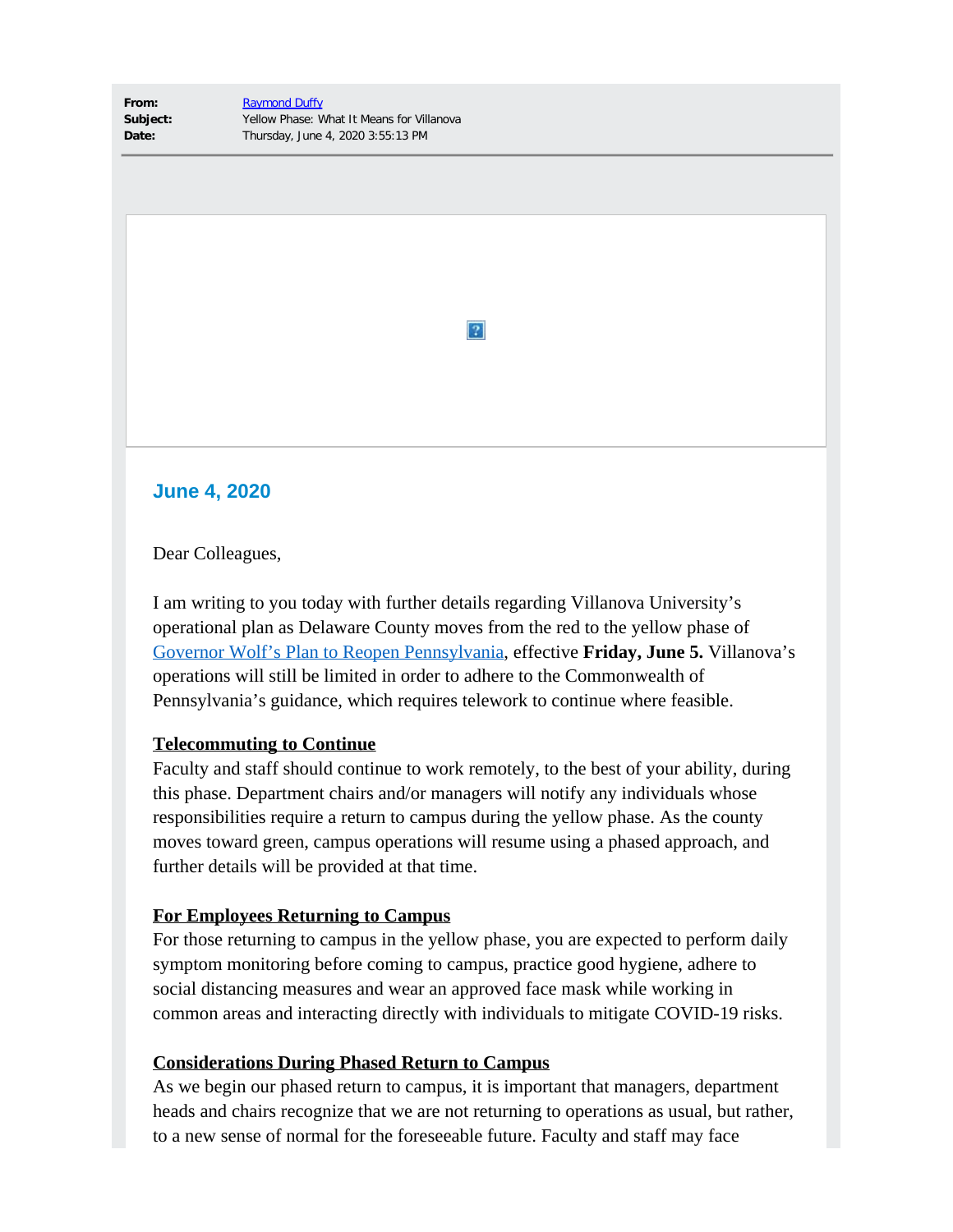**From:** [Raymond Duffy]
**Subject:** Yellow Phase: What It Means for Villanova
**Date:** Thursday, June 4, 2020 3:55:13 PM

## June 4, 2020

Dear Colleagues,

I am writing to you today with further details regarding Villanova University's operational plan as Delaware County moves from the red to the yellow phase of [Governor Wolf's Plan to Reopen Pennsylvania], effective **Friday, June 5.** Villanova's operations will still be limited in order to adhere to the Commonwealth of Pennsylvania's guidance, which requires telework to continue where feasible.

**Telecommuting to Continue**
Faculty and staff should continue to work remotely, to the best of your ability, during this phase. Department chairs and/or managers will notify any individuals whose responsibilities require a return to campus during the yellow phase. As the county moves toward green, campus operations will resume using a phased approach, and further details will be provided at that time.

**For Employees Returning to Campus**
For those returning to campus in the yellow phase, you are expected to perform daily symptom monitoring before coming to campus, practice good hygiene, adhere to social distancing measures and wear an approved face mask while working in common areas and interacting directly with individuals to mitigate COVID-19 risks.

**Considerations During Phased Return to Campus**
As we begin our phased return to campus, it is important that managers, department heads and chairs recognize that we are not returning to operations as usual, but rather, to a new sense of normal for the foreseeable future. Faculty and staff may face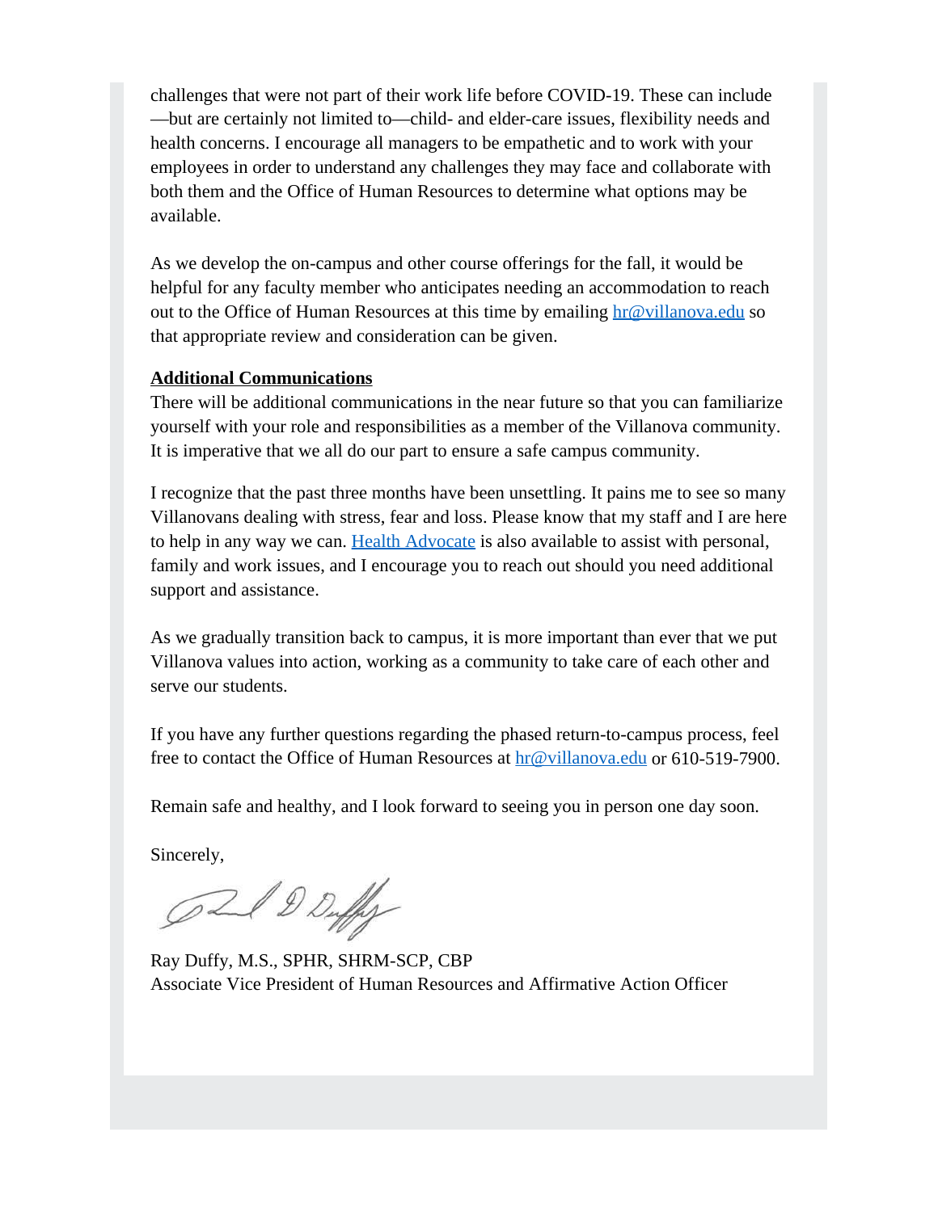challenges that were not part of their work life before COVID-19. These can include —but are certainly not limited to—child- and elder-care issues, flexibility needs and health concerns. I encourage all managers to be empathetic and to work with your employees in order to understand any challenges they may face and collaborate with both them and the Office of Human Resources to determine what options may be available.

As we develop the on-campus and other course offerings for the fall, it would be helpful for any faculty member who anticipates needing an accommodation to reach out to the Office of Human Resources at this time by emailing hr@villanova.edu so that appropriate review and consideration can be given.

**Additional Communications**

There will be additional communications in the near future so that you can familiarize yourself with your role and responsibilities as a member of the Villanova community. It is imperative that we all do our part to ensure a safe campus community.

I recognize that the past three months have been unsettling. It pains me to see so many Villanovans dealing with stress, fear and loss. Please know that my staff and I are here to help in any way we can. Health Advocate is also available to assist with personal, family and work issues, and I encourage you to reach out should you need additional support and assistance.

As we gradually transition back to campus, it is more important than ever that we put Villanova values into action, working as a community to take care of each other and serve our students.

If you have any further questions regarding the phased return-to-campus process, feel free to contact the Office of Human Resources at hr@villanova.edu or 610-519-7900.

Remain safe and healthy, and I look forward to seeing you in person one day soon.

Sincerely,

Ray Duffy, M.S., SPHR, SHRM-SCP, CBP
Associate Vice President of Human Resources and Affirmative Action Officer